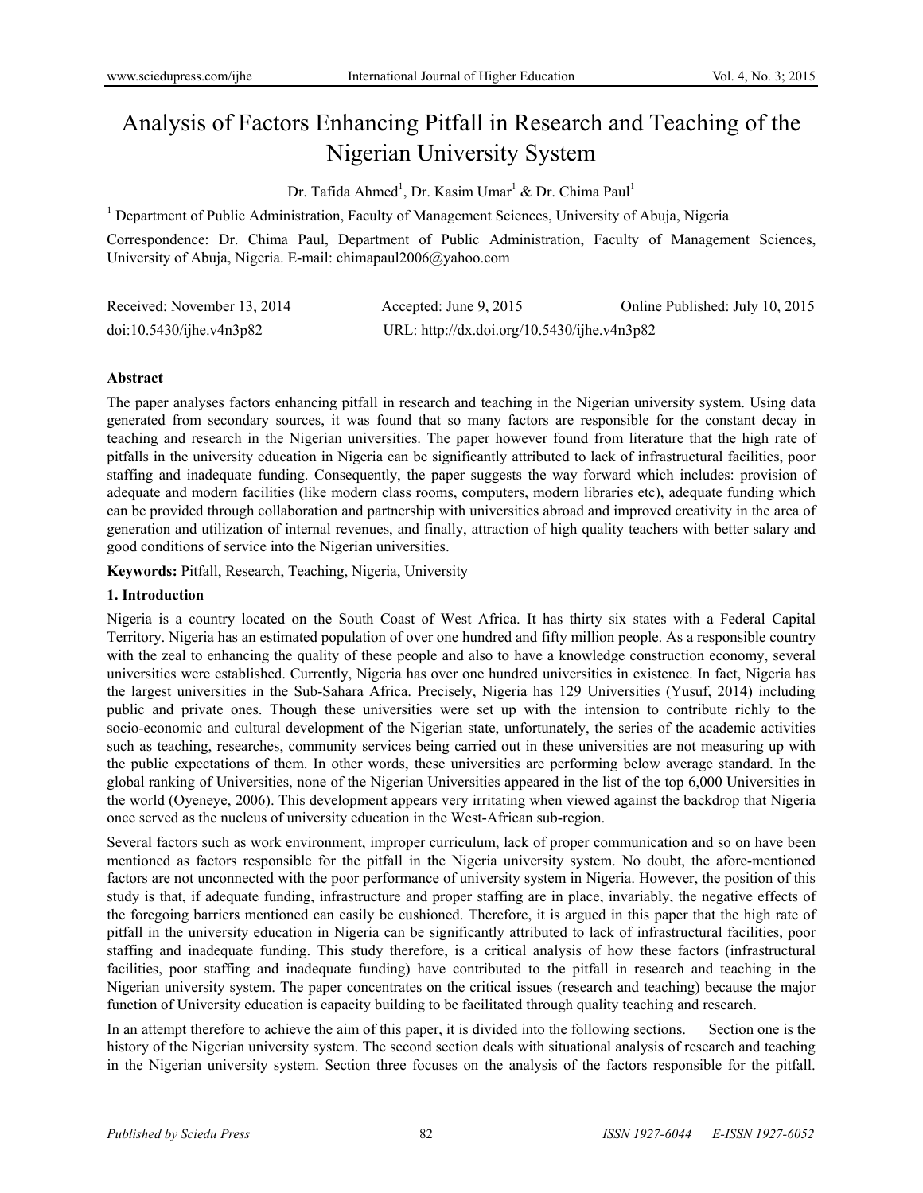# Analysis of Factors Enhancing Pitfall in Research and Teaching of the Nigerian University System

Dr. Tafida Ahmed[1], Dr. Kasim Umar[1] & Dr. Chima Paul[1]

[1] Department of Public Administration, Faculty of Management Sciences, University of Abuja, Nigeria

Correspondence: Dr. Chima Paul, Department of Public Administration, Faculty of Management Sciences, University of Abuja, Nigeria. E-mail: chimapaul2006@yahoo.com

Received: November 13, 2014 Accepted: June 9, 2015 Online Published: July 10, 2015

doi:10.5430/ijhe.v4n3p82 URL: http://dx.doi.org/10.5430/ijhe.v4n3p82

## Abstract

The paper analyses factors enhancing pitfall in research and teaching in the Nigerian university system. Using data generated from secondary sources, it was found that so many factors are responsible for the constant decay in teaching and research in the Nigerian universities. The paper however found from literature that the high rate of pitfalls in the university education in Nigeria can be significantly attributed to lack of infrastructural facilities, poor staffing and inadequate funding. Consequently, the paper suggests the way forward which includes: provision of adequate and modern facilities (like modern class rooms, computers, modern libraries etc), adequate funding which can be provided through collaboration and partnership with universities abroad and improved creativity in the area of generation and utilization of internal revenues, and finally, attraction of high quality teachers with better salary and good conditions of service into the Nigerian universities.

**Keywords:** Pitfall, Research, Teaching, Nigeria, University

## 1. Introduction

Nigeria is a country located on the South Coast of West Africa. It has thirty six states with a Federal Capital Territory. Nigeria has an estimated population of over one hundred and fifty million people. As a responsible country with the zeal to enhancing the quality of these people and also to have a knowledge construction economy, several universities were established. Currently, Nigeria has over one hundred universities in existence. In fact, Nigeria has the largest universities in the Sub-Sahara Africa. Precisely, Nigeria has 129 Universities (Yusuf, 2014) including public and private ones. Though these universities were set up with the intension to contribute richly to the socio-economic and cultural development of the Nigerian state, unfortunately, the series of the academic activities such as teaching, researches, community services being carried out in these universities are not measuring up with the public expectations of them. In other words, these universities are performing below average standard. In the global ranking of Universities, none of the Nigerian Universities appeared in the list of the top 6,000 Universities in the world (Oyeneye, 2006). This development appears very irritating when viewed against the backdrop that Nigeria once served as the nucleus of university education in the West-African sub-region.

Several factors such as work environment, improper curriculum, lack of proper communication and so on have been mentioned as factors responsible for the pitfall in the Nigeria university system. No doubt, the afore-mentioned factors are not unconnected with the poor performance of university system in Nigeria. However, the position of this study is that, if adequate funding, infrastructure and proper staffing are in place, invariably, the negative effects of the foregoing barriers mentioned can easily be cushioned. Therefore, it is argued in this paper that the high rate of pitfall in the university education in Nigeria can be significantly attributed to lack of infrastructural facilities, poor staffing and inadequate funding. This study therefore, is a critical analysis of how these factors (infrastructural facilities, poor staffing and inadequate funding) have contributed to the pitfall in research and teaching in the Nigerian university system. The paper concentrates on the critical issues (research and teaching) because the major function of University education is capacity building to be facilitated through quality teaching and research.

In an attempt therefore to achieve the aim of this paper, it is divided into the following sections. Section one is the history of the Nigerian university system. The second section deals with situational analysis of research and teaching in the Nigerian university system. Section three focuses on the analysis of the factors responsible for the pitfall.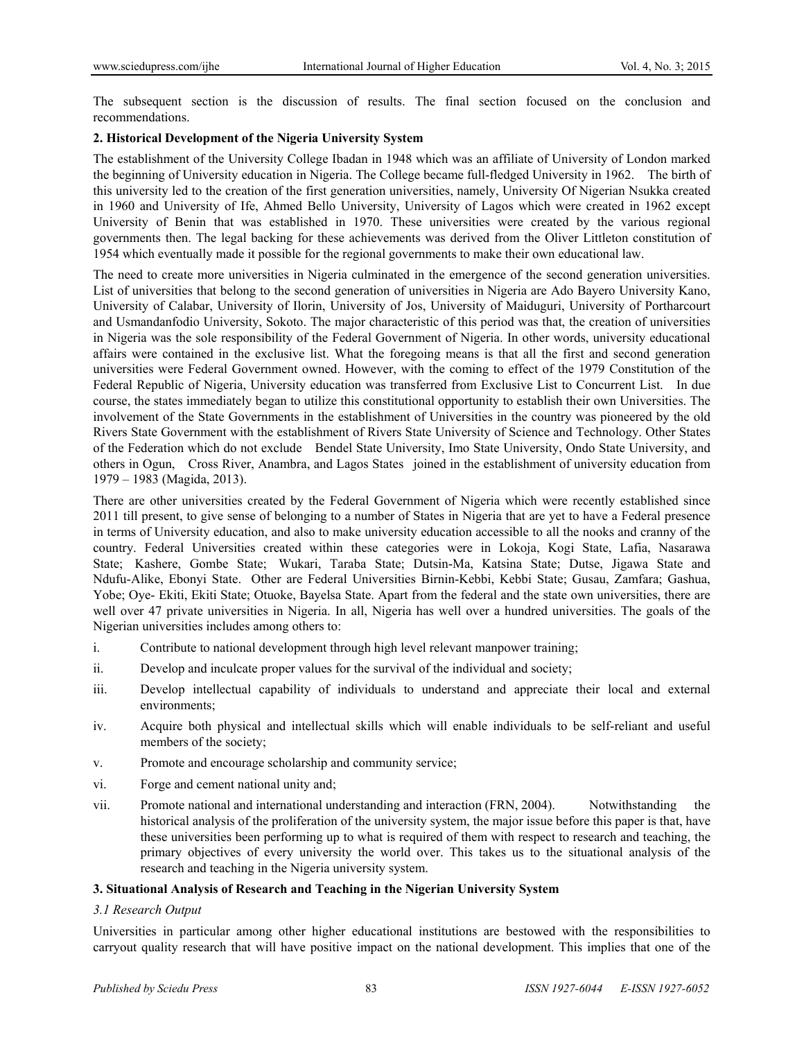The subsequent section is the discussion of results. The final section focused on the conclusion and recommendations.

## 2. Historical Development of the Nigeria University System

The establishment of the University College Ibadan in 1948 which was an affiliate of University of London marked the beginning of University education in Nigeria. The College became full-fledged University in 1962. The birth of this university led to the creation of the first generation universities, namely, University Of Nigerian Nsukka created in 1960 and University of Ife, Ahmed Bello University, University of Lagos which were created in 1962 except University of Benin that was established in 1970. These universities were created by the various regional governments then. The legal backing for these achievements was derived from the Oliver Littleton constitution of 1954 which eventually made it possible for the regional governments to make their own educational law.

The need to create more universities in Nigeria culminated in the emergence of the second generation universities. List of universities that belong to the second generation of universities in Nigeria are Ado Bayero University Kano, University of Calabar, University of Ilorin, University of Jos, University of Maiduguri, University of Portharcourt and Usmandanfodio University, Sokoto. The major characteristic of this period was that, the creation of universities in Nigeria was the sole responsibility of the Federal Government of Nigeria. In other words, university educational affairs were contained in the exclusive list. What the foregoing means is that all the first and second generation universities were Federal Government owned. However, with the coming to effect of the 1979 Constitution of the Federal Republic of Nigeria, University education was transferred from Exclusive List to Concurrent List. In due course, the states immediately began to utilize this constitutional opportunity to establish their own Universities. The involvement of the State Governments in the establishment of Universities in the country was pioneered by the old Rivers State Government with the establishment of Rivers State University of Science and Technology. Other States of the Federation which do not exclude Bendel State University, Imo State University, Ondo State University, and others in Ogun, Cross River, Anambra, and Lagos States joined in the establishment of university education from 1979 – 1983 (Magida, 2013).

There are other universities created by the Federal Government of Nigeria which were recently established since 2011 till present, to give sense of belonging to a number of States in Nigeria that are yet to have a Federal presence in terms of University education, and also to make university education accessible to all the nooks and cranny of the country. Federal Universities created within these categories were in Lokoja, Kogi State, Lafia, Nasarawa State; Kashere, Gombe State; Wukari, Taraba State; Dutsin-Ma, Katsina State; Dutse, Jigawa State and Ndufu-Alike, Ebonyi State. Other are Federal Universities Birnin-Kebbi, Kebbi State; Gusau, Zamfara; Gashua, Yobe; Oye- Ekiti, Ekiti State; Otuoke, Bayelsa State. Apart from the federal and the state own universities, there are well over 47 private universities in Nigeria. In all, Nigeria has well over a hundred universities. The goals of the Nigerian universities includes among others to:

i. Contribute to national development through high level relevant manpower training;

ii. Develop and inculcate proper values for the survival of the individual and society;

iii. Develop intellectual capability of individuals to understand and appreciate their local and external environments;

iv. Acquire both physical and intellectual skills which will enable individuals to be self-reliant and useful members of the society;

v. Promote and encourage scholarship and community service;

vi. Forge and cement national unity and;

vii. Promote national and international understanding and interaction (FRN, 2004). Notwithstanding the historical analysis of the proliferation of the university system, the major issue before this paper is that, have these universities been performing up to what is required of them with respect to research and teaching, the primary objectives of every university the world over. This takes us to the situational analysis of the research and teaching in the Nigeria university system.

## 3. Situational Analysis of Research and Teaching in the Nigerian University System

### *3.1 Research Output*

Universities in particular among other higher educational institutions are bestowed with the responsibilities to carryout quality research that will have positive impact on the national development. This implies that one of the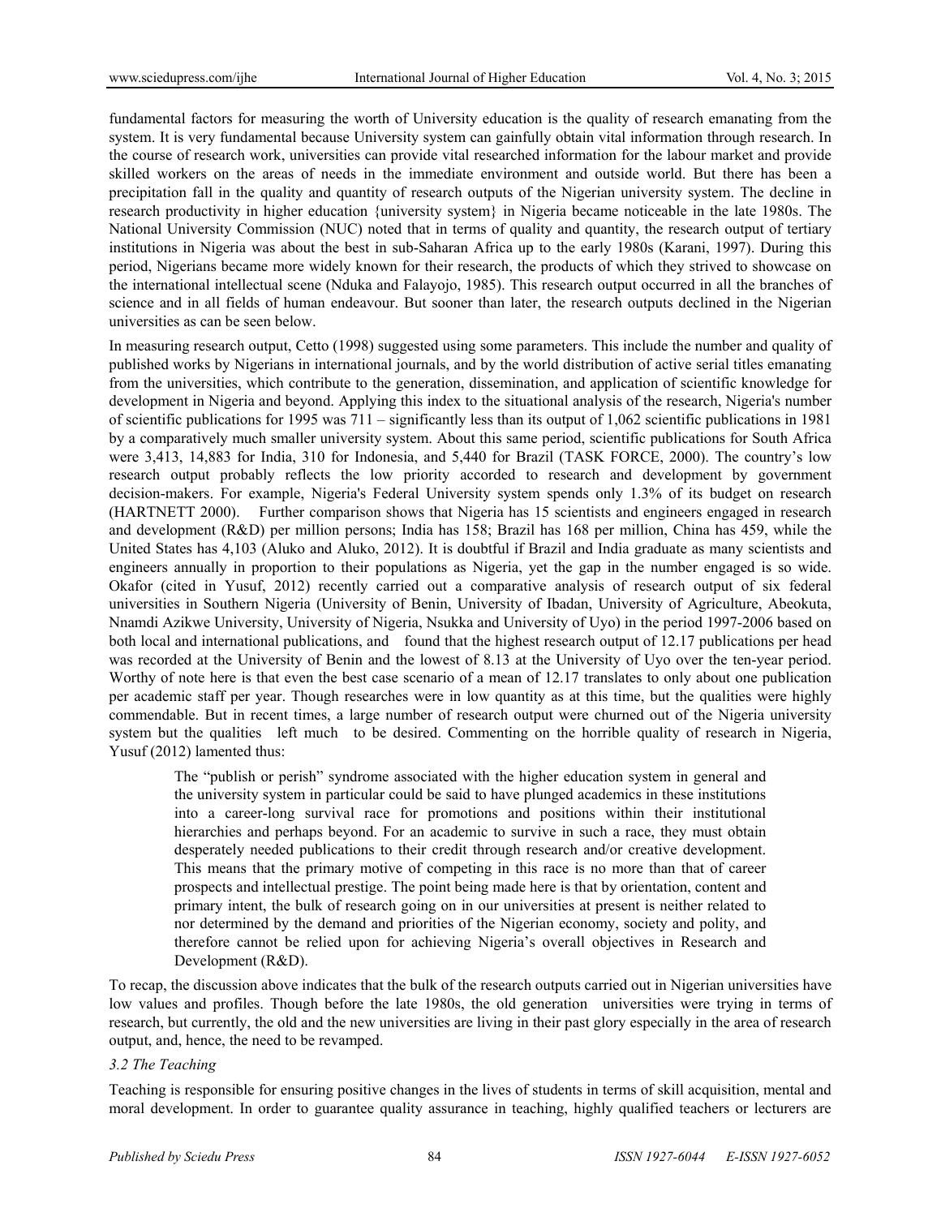fundamental factors for measuring the worth of University education is the quality of research emanating from the system. It is very fundamental because University system can gainfully obtain vital information through research. In the course of research work, universities can provide vital researched information for the labour market and provide skilled workers on the areas of needs in the immediate environment and outside world. But there has been a precipitation fall in the quality and quantity of research outputs of the Nigerian university system. The decline in research productivity in higher education {university system} in Nigeria became noticeable in the late 1980s. The National University Commission (NUC) noted that in terms of quality and quantity, the research output of tertiary institutions in Nigeria was about the best in sub-Saharan Africa up to the early 1980s (Karani, 1997). During this period, Nigerians became more widely known for their research, the products of which they strived to showcase on the international intellectual scene (Nduka and Falayojo, 1985). This research output occurred in all the branches of science and in all fields of human endeavour. But sooner than later, the research outputs declined in the Nigerian universities as can be seen below.

In measuring research output, Cetto (1998) suggested using some parameters. This include the number and quality of published works by Nigerians in international journals, and by the world distribution of active serial titles emanating from the universities, which contribute to the generation, dissemination, and application of scientific knowledge for development in Nigeria and beyond. Applying this index to the situational analysis of the research, Nigeria's number of scientific publications for 1995 was 711 – significantly less than its output of 1,062 scientific publications in 1981 by a comparatively much smaller university system. About this same period, scientific publications for South Africa were 3,413, 14,883 for India, 310 for Indonesia, and 5,440 for Brazil (TASK FORCE, 2000). The country's low research output probably reflects the low priority accorded to research and development by government decision-makers. For example, Nigeria's Federal University system spends only 1.3% of its budget on research (HARTNETT 2000). Further comparison shows that Nigeria has 15 scientists and engineers engaged in research and development (R&D) per million persons; India has 158; Brazil has 168 per million, China has 459, while the United States has 4,103 (Aluko and Aluko, 2012). It is doubtful if Brazil and India graduate as many scientists and engineers annually in proportion to their populations as Nigeria, yet the gap in the number engaged is so wide. Okafor (cited in Yusuf, 2012) recently carried out a comparative analysis of research output of six federal universities in Southern Nigeria (University of Benin, University of Ibadan, University of Agriculture, Abeokuta, Nnamdi Azikwe University, University of Nigeria, Nsukka and University of Uyo) in the period 1997-2006 based on both local and international publications, and found that the highest research output of 12.17 publications per head was recorded at the University of Benin and the lowest of 8.13 at the University of Uyo over the ten-year period. Worthy of note here is that even the best case scenario of a mean of 12.17 translates to only about one publication per academic staff per year. Though researches were in low quantity as at this time, but the qualities were highly commendable. But in recent times, a large number of research output were churned out of the Nigeria university system but the qualities left much to be desired. Commenting on the horrible quality of research in Nigeria, Yusuf (2012) lamented thus:

> The "publish or perish" syndrome associated with the higher education system in general and the university system in particular could be said to have plunged academics in these institutions into a career-long survival race for promotions and positions within their institutional hierarchies and perhaps beyond. For an academic to survive in such a race, they must obtain desperately needed publications to their credit through research and/or creative development. This means that the primary motive of competing in this race is no more than that of career prospects and intellectual prestige. The point being made here is that by orientation, content and primary intent, the bulk of research going on in our universities at present is neither related to nor determined by the demand and priorities of the Nigerian economy, society and polity, and therefore cannot be relied upon for achieving Nigeria's overall objectives in Research and Development (R&D).

To recap, the discussion above indicates that the bulk of the research outputs carried out in Nigerian universities have low values and profiles. Though before the late 1980s, the old generation universities were trying in terms of research, but currently, the old and the new universities are living in their past glory especially in the area of research output, and, hence, the need to be revamped.

### *3.2 The Teaching*

Teaching is responsible for ensuring positive changes in the lives of students in terms of skill acquisition, mental and moral development. In order to guarantee quality assurance in teaching, highly qualified teachers or lecturers are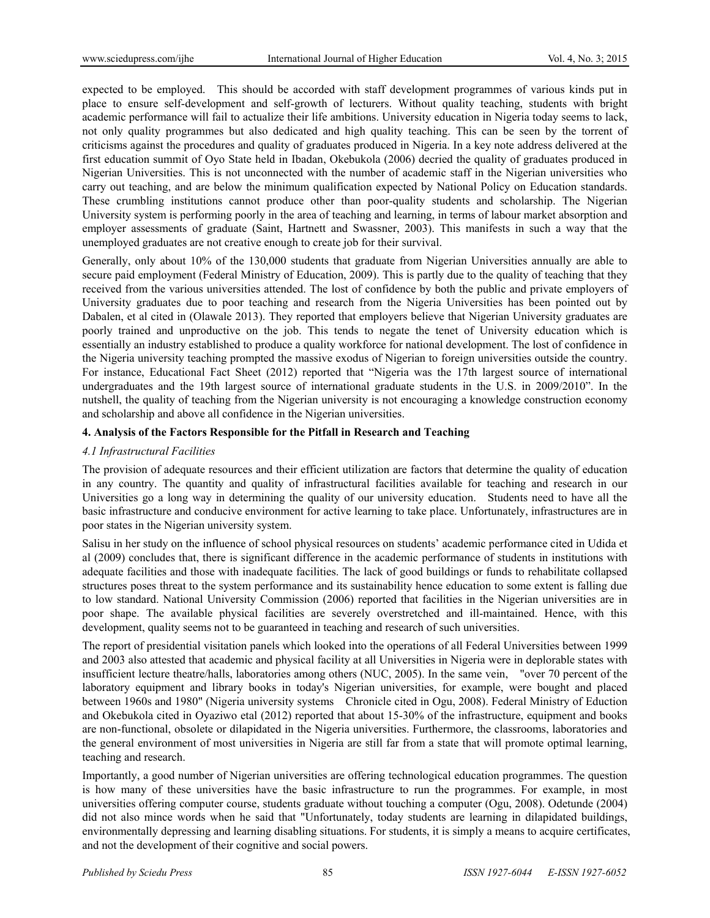expected to be employed. This should be accorded with staff development programmes of various kinds put in place to ensure self-development and self-growth of lecturers. Without quality teaching, students with bright academic performance will fail to actualize their life ambitions. University education in Nigeria today seems to lack, not only quality programmes but also dedicated and high quality teaching. This can be seen by the torrent of criticisms against the procedures and quality of graduates produced in Nigeria. In a key note address delivered at the first education summit of Oyo State held in Ibadan, Okebukola (2006) decried the quality of graduates produced in Nigerian Universities. This is not unconnected with the number of academic staff in the Nigerian universities who carry out teaching, and are below the minimum qualification expected by National Policy on Education standards. These crumbling institutions cannot produce other than poor-quality students and scholarship. The Nigerian University system is performing poorly in the area of teaching and learning, in terms of labour market absorption and employer assessments of graduate (Saint, Hartnett and Swassner, 2003). This manifests in such a way that the unemployed graduates are not creative enough to create job for their survival.

Generally, only about 10% of the 130,000 students that graduate from Nigerian Universities annually are able to secure paid employment (Federal Ministry of Education, 2009). This is partly due to the quality of teaching that they received from the various universities attended. The lost of confidence by both the public and private employers of University graduates due to poor teaching and research from the Nigeria Universities has been pointed out by Dabalen, et al cited in (Olawale 2013). They reported that employers believe that Nigerian University graduates are poorly trained and unproductive on the job. This tends to negate the tenet of University education which is essentially an industry established to produce a quality workforce for national development. The lost of confidence in the Nigeria university teaching prompted the massive exodus of Nigerian to foreign universities outside the country. For instance, Educational Fact Sheet (2012) reported that "Nigeria was the 17th largest source of international undergraduates and the 19th largest source of international graduate students in the U.S. in 2009/2010". In the nutshell, the quality of teaching from the Nigerian university is not encouraging a knowledge construction economy and scholarship and above all confidence in the Nigerian universities.

### 4. Analysis of the Factors Responsible for the Pitfall in Research and Teaching

#### *4.1 Infrastructural Facilities*

The provision of adequate resources and their efficient utilization are factors that determine the quality of education in any country. The quantity and quality of infrastructural facilities available for teaching and research in our Universities go a long way in determining the quality of our university education. Students need to have all the basic infrastructure and conducive environment for active learning to take place. Unfortunately, infrastructures are in poor states in the Nigerian university system.

Salisu in her study on the influence of school physical resources on students' academic performance cited in Udida et al (2009) concludes that, there is significant difference in the academic performance of students in institutions with adequate facilities and those with inadequate facilities. The lack of good buildings or funds to rehabilitate collapsed structures poses threat to the system performance and its sustainability hence education to some extent is falling due to low standard. National University Commission (2006) reported that facilities in the Nigerian universities are in poor shape. The available physical facilities are severely overstretched and ill-maintained. Hence, with this development, quality seems not to be guaranteed in teaching and research of such universities.

The report of presidential visitation panels which looked into the operations of all Federal Universities between 1999 and 2003 also attested that academic and physical facility at all Universities in Nigeria were in deplorable states with insufficient lecture theatre/halls, laboratories among others (NUC, 2005). In the same vein, "over 70 percent of the laboratory equipment and library books in today's Nigerian universities, for example, were bought and placed between 1960s and 1980" (Nigeria university systems Chronicle cited in Ogu, 2008). Federal Ministry of Eduction and Okebukola cited in Oyaziwo etal (2012) reported that about 15-30% of the infrastructure, equipment and books are non-functional, obsolete or dilapidated in the Nigeria universities. Furthermore, the classrooms, laboratories and the general environment of most universities in Nigeria are still far from a state that will promote optimal learning, teaching and research.

Importantly, a good number of Nigerian universities are offering technological education programmes. The question is how many of these universities have the basic infrastructure to run the programmes. For example, in most universities offering computer course, students graduate without touching a computer (Ogu, 2008). Odetunde (2004) did not also mince words when he said that "Unfortunately, today students are learning in dilapidated buildings, environmentally depressing and learning disabling situations. For students, it is simply a means to acquire certificates, and not the development of their cognitive and social powers.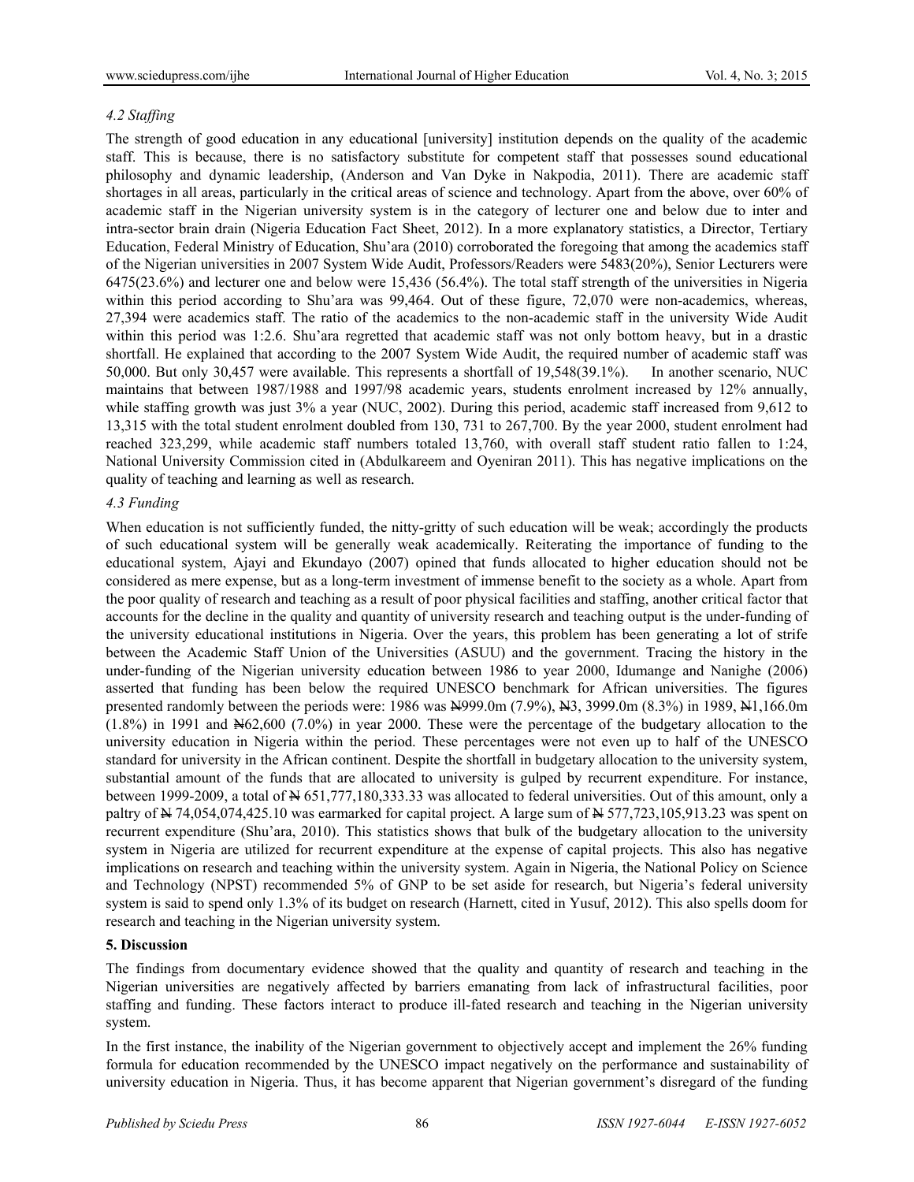### *4.2 Staffing*

The strength of good education in any educational [university] institution depends on the quality of the academic staff. This is because, there is no satisfactory substitute for competent staff that possesses sound educational philosophy and dynamic leadership, (Anderson and Van Dyke in Nakpodia, 2011). There are academic staff shortages in all areas, particularly in the critical areas of science and technology. Apart from the above, over 60% of academic staff in the Nigerian university system is in the category of lecturer one and below due to inter and intra-sector brain drain (Nigeria Education Fact Sheet, 2012). In a more explanatory statistics, a Director, Tertiary Education, Federal Ministry of Education, Shu'ara (2010) corroborated the foregoing that among the academics staff of the Nigerian universities in 2007 System Wide Audit, Professors/Readers were 5483(20%), Senior Lecturers were 6475(23.6%) and lecturer one and below were 15,436 (56.4%). The total staff strength of the universities in Nigeria within this period according to Shu'ara was 99,464. Out of these figure, 72,070 were non-academics, whereas, 27,394 were academics staff. The ratio of the academics to the non-academic staff in the university Wide Audit within this period was 1:2.6. Shu'ara regretted that academic staff was not only bottom heavy, but in a drastic shortfall. He explained that according to the 2007 System Wide Audit, the required number of academic staff was 50,000. But only 30,457 were available. This represents a shortfall of 19,548(39.1%). In another scenario, NUC maintains that between 1987/1988 and 1997/98 academic years, students enrolment increased by 12% annually, while staffing growth was just 3% a year (NUC, 2002). During this period, academic staff increased from 9,612 to 13,315 with the total student enrolment doubled from 130, 731 to 267,700. By the year 2000, student enrolment had reached 323,299, while academic staff numbers totaled 13,760, with overall staff student ratio fallen to 1:24, National University Commission cited in (Abdulkareem and Oyeniran 2011). This has negative implications on the quality of teaching and learning as well as research.

### *4.3 Funding*

When education is not sufficiently funded, the nitty-gritty of such education will be weak; accordingly the products of such educational system will be generally weak academically. Reiterating the importance of funding to the educational system, Ajayi and Ekundayo (2007) opined that funds allocated to higher education should not be considered as mere expense, but as a long-term investment of immense benefit to the society as a whole. Apart from the poor quality of research and teaching as a result of poor physical facilities and staffing, another critical factor that accounts for the decline in the quality and quantity of university research and teaching output is the under-funding of the university educational institutions in Nigeria. Over the years, this problem has been generating a lot of strife between the Academic Staff Union of the Universities (ASUU) and the government. Tracing the history in the under-funding of the Nigerian university education between 1986 to year 2000, Idumange and Nanighe (2006) asserted that funding has been below the required UNESCO benchmark for African universities. The figures presented randomly between the periods were: 1986 was ₦999.0m (7.9%), ₦3, 3999.0m (8.3%) in 1989, ₦1,166.0m (1.8%) in 1991 and ₦62,600 (7.0%) in year 2000. These were the percentage of the budgetary allocation to the university education in Nigeria within the period. These percentages were not even up to half of the UNESCO standard for university in the African continent. Despite the shortfall in budgetary allocation to the university system, substantial amount of the funds that are allocated to university is gulped by recurrent expenditure. For instance, between 1999-2009, a total of ₦ 651,777,180,333.33 was allocated to federal universities. Out of this amount, only a paltry of ₦ 74,054,074,425.10 was earmarked for capital project. A large sum of ₦ 577,723,105,913.23 was spent on recurrent expenditure (Shu'ara, 2010). This statistics shows that bulk of the budgetary allocation to the university system in Nigeria are utilized for recurrent expenditure at the expense of capital projects. This also has negative implications on research and teaching within the university system. Again in Nigeria, the National Policy on Science and Technology (NPST) recommended 5% of GNP to be set aside for research, but Nigeria's federal university system is said to spend only 1.3% of its budget on research (Harnett, cited in Yusuf, 2012). This also spells doom for research and teaching in the Nigerian university system.

## **5. Discussion**

The findings from documentary evidence showed that the quality and quantity of research and teaching in the Nigerian universities are negatively affected by barriers emanating from lack of infrastructural facilities, poor staffing and funding. These factors interact to produce ill-fated research and teaching in the Nigerian university system.

In the first instance, the inability of the Nigerian government to objectively accept and implement the 26% funding formula for education recommended by the UNESCO impact negatively on the performance and sustainability of university education in Nigeria. Thus, it has become apparent that Nigerian government's disregard of the funding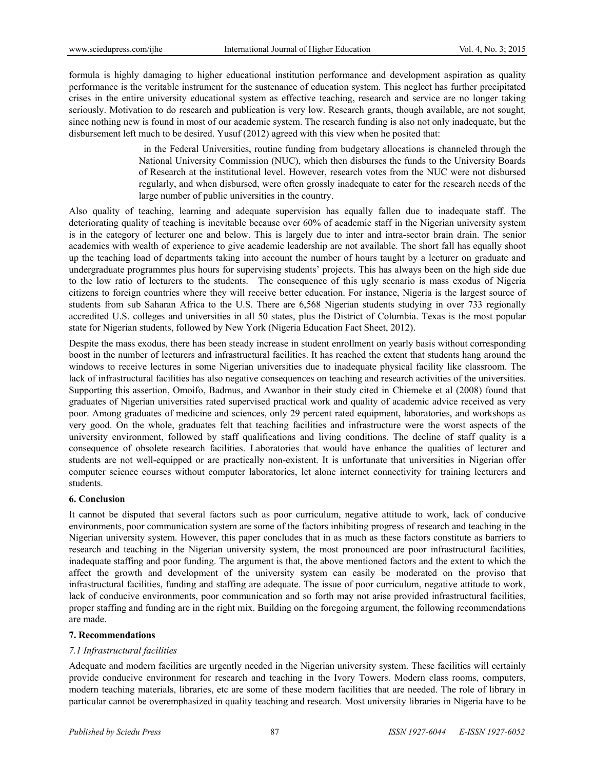formula is highly damaging to higher educational institution performance and development aspiration as quality performance is the veritable instrument for the sustenance of education system. This neglect has further precipitated crises in the entire university educational system as effective teaching, research and service are no longer taking seriously. Motivation to do research and publication is very low. Research grants, though available, are not sought, since nothing new is found in most of our academic system. The research funding is also not only inadequate, but the disbursement left much to be desired. Yusuf (2012) agreed with this view when he posited that:

> in the Federal Universities, routine funding from budgetary allocations is channeled through the National University Commission (NUC), which then disburses the funds to the University Boards of Research at the institutional level. However, research votes from the NUC were not disbursed regularly, and when disbursed, were often grossly inadequate to cater for the research needs of the large number of public universities in the country.

Also quality of teaching, learning and adequate supervision has equally fallen due to inadequate staff. The deteriorating quality of teaching is inevitable because over 60% of academic staff in the Nigerian university system is in the category of lecturer one and below. This is largely due to inter and intra-sector brain drain. The senior academics with wealth of experience to give academic leadership are not available. The short fall has equally shoot up the teaching load of departments taking into account the number of hours taught by a lecturer on graduate and undergraduate programmes plus hours for supervising students' projects. This has always been on the high side due to the low ratio of lecturers to the students. The consequence of this ugly scenario is mass exodus of Nigeria citizens to foreign countries where they will receive better education. For instance, Nigeria is the largest source of students from sub Saharan Africa to the U.S. There are 6,568 Nigerian students studying in over 733 regionally accredited U.S. colleges and universities in all 50 states, plus the District of Columbia. Texas is the most popular state for Nigerian students, followed by New York (Nigeria Education Fact Sheet, 2012).

Despite the mass exodus, there has been steady increase in student enrollment on yearly basis without corresponding boost in the number of lecturers and infrastructural facilities. It has reached the extent that students hang around the windows to receive lectures in some Nigerian universities due to inadequate physical facility like classroom. The lack of infrastructural facilities has also negative consequences on teaching and research activities of the universities. Supporting this assertion, Omoifo, Badmus, and Awanbor in their study cited in Chiemeke et al (2008) found that graduates of Nigerian universities rated supervised practical work and quality of academic advice received as very poor. Among graduates of medicine and sciences, only 29 percent rated equipment, laboratories, and workshops as very good. On the whole, graduates felt that teaching facilities and infrastructure were the worst aspects of the university environment, followed by staff qualifications and living conditions. The decline of staff quality is a consequence of obsolete research facilities. Laboratories that would have enhance the qualities of lecturer and students are not well-equipped or are practically non-existent. It is unfortunate that universities in Nigerian offer computer science courses without computer laboratories, let alone internet connectivity for training lecturers and students.

## 6. Conclusion

It cannot be disputed that several factors such as poor curriculum, negative attitude to work, lack of conducive environments, poor communication system are some of the factors inhibiting progress of research and teaching in the Nigerian university system. However, this paper concludes that in as much as these factors constitute as barriers to research and teaching in the Nigerian university system, the most pronounced are poor infrastructural facilities, inadequate staffing and poor funding. The argument is that, the above mentioned factors and the extent to which the affect the growth and development of the university system can easily be moderated on the proviso that infrastructural facilities, funding and staffing are adequate. The issue of poor curriculum, negative attitude to work, lack of conducive environments, poor communication and so forth may not arise provided infrastructural facilities, proper staffing and funding are in the right mix. Building on the foregoing argument, the following recommendations are made.

## 7. Recommendations

### *7.1 Infrastructural facilities*

Adequate and modern facilities are urgently needed in the Nigerian university system. These facilities will certainly provide conducive environment for research and teaching in the Ivory Towers. Modern class rooms, computers, modern teaching materials, libraries, etc are some of these modern facilities that are needed. The role of library in particular cannot be overemphasized in quality teaching and research. Most university libraries in Nigeria have to be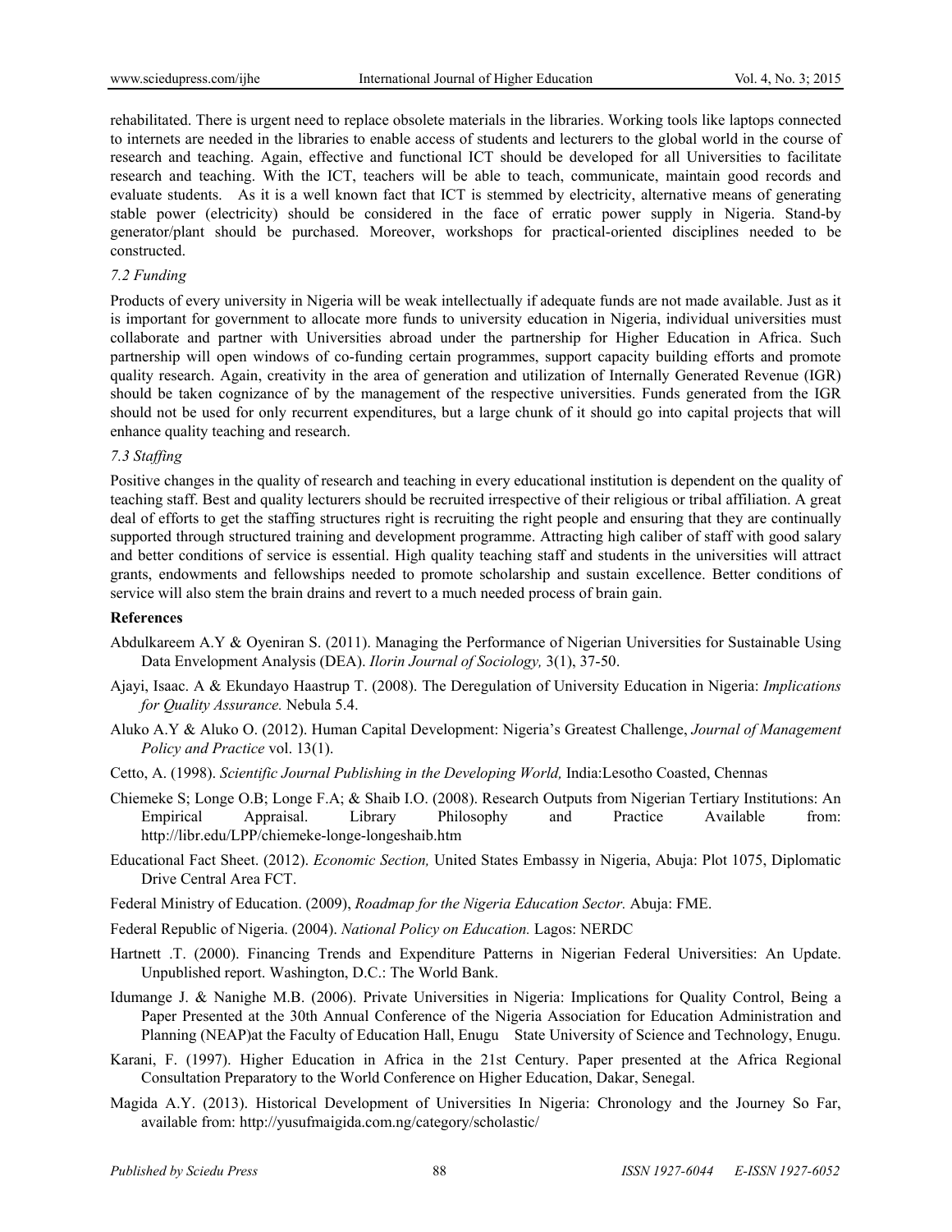rehabilitated. There is urgent need to replace obsolete materials in the libraries. Working tools like laptops connected to internets are needed in the libraries to enable access of students and lecturers to the global world in the course of research and teaching. Again, effective and functional ICT should be developed for all Universities to facilitate research and teaching. With the ICT, teachers will be able to teach, communicate, maintain good records and evaluate students. As it is a well known fact that ICT is stemmed by electricity, alternative means of generating stable power (electricity) should be considered in the face of erratic power supply in Nigeria. Stand-by generator/plant should be purchased. Moreover, workshops for practical-oriented disciplines needed to be constructed.

### *7.2 Funding*

Products of every university in Nigeria will be weak intellectually if adequate funds are not made available. Just as it is important for government to allocate more funds to university education in Nigeria, individual universities must collaborate and partner with Universities abroad under the partnership for Higher Education in Africa. Such partnership will open windows of co-funding certain programmes, support capacity building efforts and promote quality research. Again, creativity in the area of generation and utilization of Internally Generated Revenue (IGR) should be taken cognizance of by the management of the respective universities. Funds generated from the IGR should not be used for only recurrent expenditures, but a large chunk of it should go into capital projects that will enhance quality teaching and research.

### *7.3 Staffing*

Positive changes in the quality of research and teaching in every educational institution is dependent on the quality of teaching staff. Best and quality lecturers should be recruited irrespective of their religious or tribal affiliation. A great deal of efforts to get the staffing structures right is recruiting the right people and ensuring that they are continually supported through structured training and development programme. Attracting high caliber of staff with good salary and better conditions of service is essential. High quality teaching staff and students in the universities will attract grants, endowments and fellowships needed to promote scholarship and sustain excellence. Better conditions of service will also stem the brain drains and revert to a much needed process of brain gain.

## References

Abdulkareem A.Y & Oyeniran S. (2011). Managing the Performance of Nigerian Universities for Sustainable Using Data Envelopment Analysis (DEA). *Ilorin Journal of Sociology,* 3(1), 37-50.

Ajayi, Isaac. A & Ekundayo Haastrup T. (2008). The Deregulation of University Education in Nigeria: *Implications for Quality Assurance.* Nebula 5.4.

Aluko A.Y & Aluko O. (2012). Human Capital Development: Nigeria's Greatest Challenge, *Journal of Management Policy and Practice* vol. 13(1).

Cetto, A. (1998). *Scientific Journal Publishing in the Developing World,* India:Lesotho Coasted, Chennas

Chiemeke S; Longe O.B; Longe F.A; & Shaib I.O. (2008). Research Outputs from Nigerian Tertiary Institutions: An Empirical Appraisal. Library Philosophy and Practice Available from: http://libr.edu/LPP/chiemeke-longe-longeshaib.htm

Educational Fact Sheet. (2012). *Economic Section,* United States Embassy in Nigeria, Abuja: Plot 1075, Diplomatic Drive Central Area FCT.

Federal Ministry of Education. (2009), *Roadmap for the Nigeria Education Sector.* Abuja: FME.

Federal Republic of Nigeria. (2004). *National Policy on Education.* Lagos: NERDC

Hartnett .T. (2000). Financing Trends and Expenditure Patterns in Nigerian Federal Universities: An Update. Unpublished report. Washington, D.C.: The World Bank.

Idumange J. & Nanighe M.B. (2006). Private Universities in Nigeria: Implications for Quality Control, Being a Paper Presented at the 30th Annual Conference of the Nigeria Association for Education Administration and Planning (NEAP)at the Faculty of Education Hall, Enugu State University of Science and Technology, Enugu.

Karani, F. (1997). Higher Education in Africa in the 21st Century. Paper presented at the Africa Regional Consultation Preparatory to the World Conference on Higher Education, Dakar, Senegal.

Magida A.Y. (2013). Historical Development of Universities In Nigeria: Chronology and the Journey So Far, available from: http://yusufmaigida.com.ng/category/scholastic/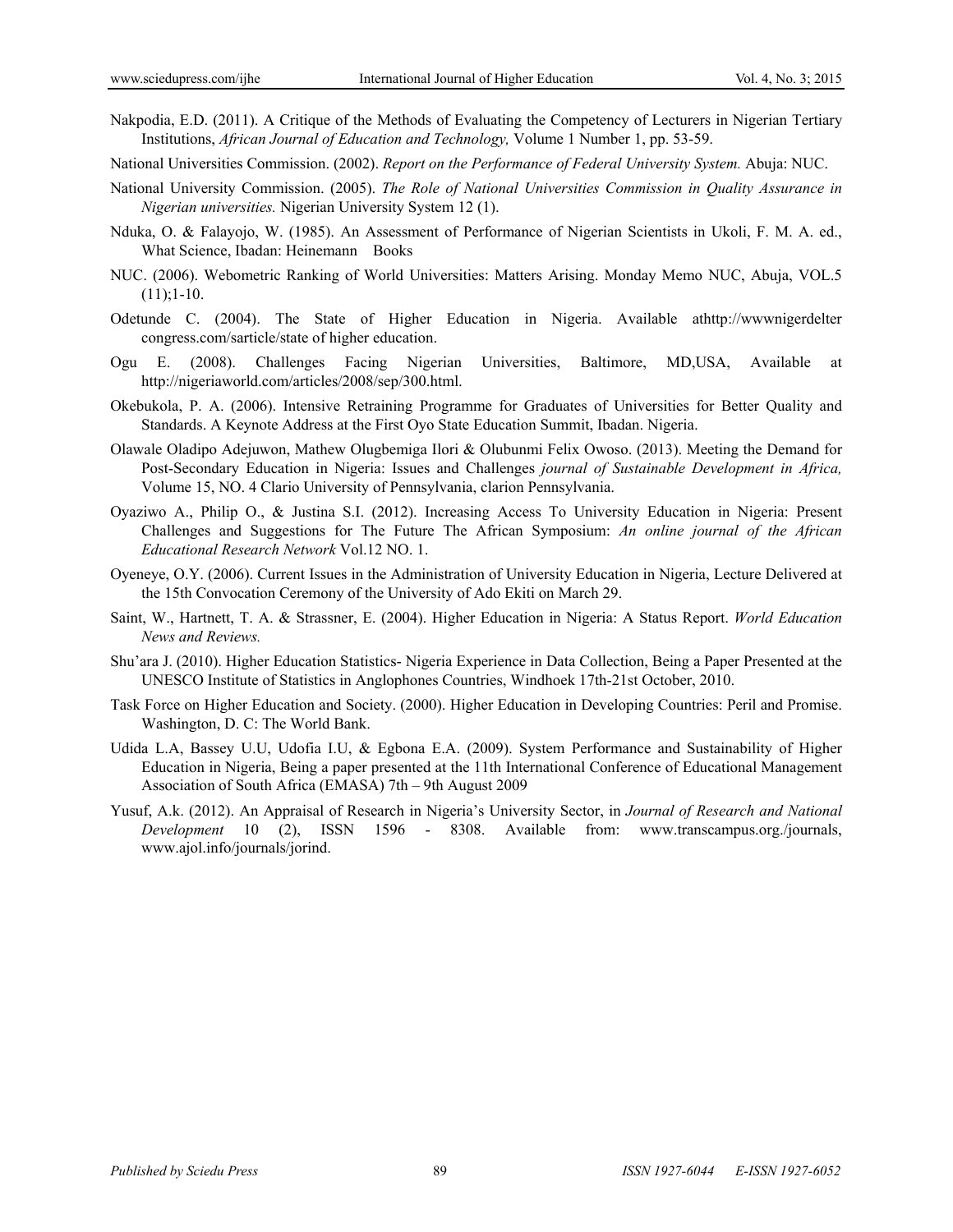Nakpodia, E.D. (2011). A Critique of the Methods of Evaluating the Competency of Lecturers in Nigerian Tertiary Institutions, *African Journal of Education and Technology,* Volume 1 Number 1, pp. 53-59.

National Universities Commission. (2002). *Report on the Performance of Federal University System.* Abuja: NUC.

National University Commission. (2005). *The Role of National Universities Commission in Quality Assurance in Nigerian universities.* Nigerian University System 12 (1).

Nduka, O. & Falayojo, W. (1985). An Assessment of Performance of Nigerian Scientists in Ukoli, F. M. A. ed., What Science, Ibadan: Heinemann Books

NUC. (2006). Webometric Ranking of World Universities: Matters Arising. Monday Memo NUC, Abuja, VOL.5 (11);1-10.

Odetunde C. (2004). The State of Higher Education in Nigeria. Available athttp://wwwnigerdelter congress.com/sarticle/state of higher education.

Ogu E. (2008). Challenges Facing Nigerian Universities, Baltimore, MD,USA, Available at http://nigeriaworld.com/articles/2008/sep/300.html.

Okebukola, P. A. (2006). Intensive Retraining Programme for Graduates of Universities for Better Quality and Standards. A Keynote Address at the First Oyo State Education Summit, Ibadan. Nigeria.

Olawale Oladipo Adejuwon, Mathew Olugbemiga Ilori & Olubunmi Felix Owoso. (2013). Meeting the Demand for Post-Secondary Education in Nigeria: Issues and Challenges *journal of Sustainable Development in Africa,* Volume 15, NO. 4 Clario University of Pennsylvania, clarion Pennsylvania.

Oyaziwo A., Philip O., & Justina S.I. (2012). Increasing Access To University Education in Nigeria: Present Challenges and Suggestions for The Future The African Symposium: *An online journal of the African Educational Research Network* Vol.12 NO. 1.

Oyeneye, O.Y. (2006). Current Issues in the Administration of University Education in Nigeria, Lecture Delivered at the 15th Convocation Ceremony of the University of Ado Ekiti on March 29.

Saint, W., Hartnett, T. A. & Strassner, E. (2004). Higher Education in Nigeria: A Status Report. *World Education News and Reviews.*

Shu'ara J. (2010). Higher Education Statistics- Nigeria Experience in Data Collection, Being a Paper Presented at the UNESCO Institute of Statistics in Anglophones Countries, Windhoek 17th-21st October, 2010.

Task Force on Higher Education and Society. (2000). Higher Education in Developing Countries: Peril and Promise. Washington, D. C: The World Bank.

Udida L.A, Bassey U.U, Udofia I.U, & Egbona E.A. (2009). System Performance and Sustainability of Higher Education in Nigeria, Being a paper presented at the 11th International Conference of Educational Management Association of South Africa (EMASA) 7th – 9th August 2009

Yusuf, A.k. (2012). An Appraisal of Research in Nigeria's University Sector, in *Journal of Research and National Development* 10 (2), ISSN 1596 - 8308. Available from: www.transcampus.org./journals, www.ajol.info/journals/jorind.